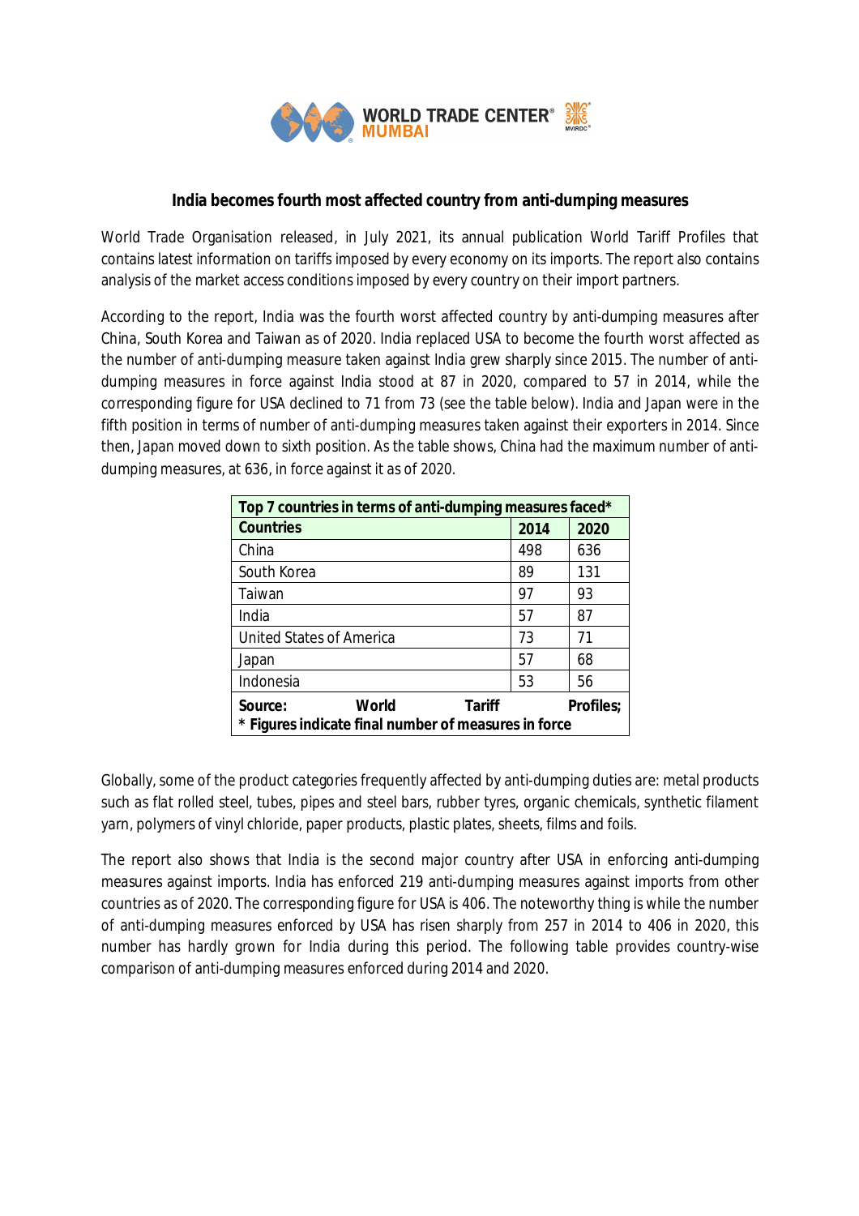## India becomes fourth most affected country from anti-dumping measures

World Trade Organisation released, in July 2021, its annual publication World Tariff Profiles that contains latest information on tariffs imposed by every economy on its imports. The report also contains analysis of the market access conditions imposed by every country on their import partners.

According to the report, India was the fourth worst affected country by anti-dumping measures after China, South Korea and Taiwan as of 2020. India replaced USA to become the fourth worst affected as the number of anti-dumping measure taken against India grew sharply since 2015. The number of anti-dumping measures in force against India stood at 87 in 2020, compared to 57 in 2014, while the corresponding figure for USA declined to 71 from 73 (see the table below). India and Japan were in the fifth position in terms of number of anti-dumping measures taken against their exporters in 2014. Since then, Japan moved down to sixth position. As the table shows, China had the maximum number of anti-dumping measures, at 636, in force against it as of 2020.

| **Top 7 countries in terms of anti-dumping measures faced*** | | |
|---|---|---|
| **Countries** | **2014** | **2020** |
| China | 498 | 636 |
| South Korea | 89 | 131 |
| Taiwan | 97 | 93 |
| India | 57 | 87 |
| United States of America | 73 | 71 |
| Japan | 57 | 68 |
| Indonesia | 53 | 56 |
| **Source: World Tariff Profiles;** **\* Figures indicate final number of measures in force** | | |

Globally, some of the product categories frequently affected by anti-dumping duties are: metal products such as flat rolled steel, tubes, pipes and steel bars, rubber tyres, organic chemicals, synthetic filament yarn, polymers of vinyl chloride, paper products, plastic plates, sheets, films and foils.

The report also shows that India is the second major country after USA in enforcing anti-dumping measures against imports. India has enforced 219 anti-dumping measures against imports from other countries as of 2020. The corresponding figure for USA is 406. The noteworthy thing is while the number of anti-dumping measures enforced by USA has risen sharply from 257 in 2014 to 406 in 2020, this number has hardly grown for India during this period. The following table provides country-wise comparison of anti-dumping measures enforced during 2014 and 2020.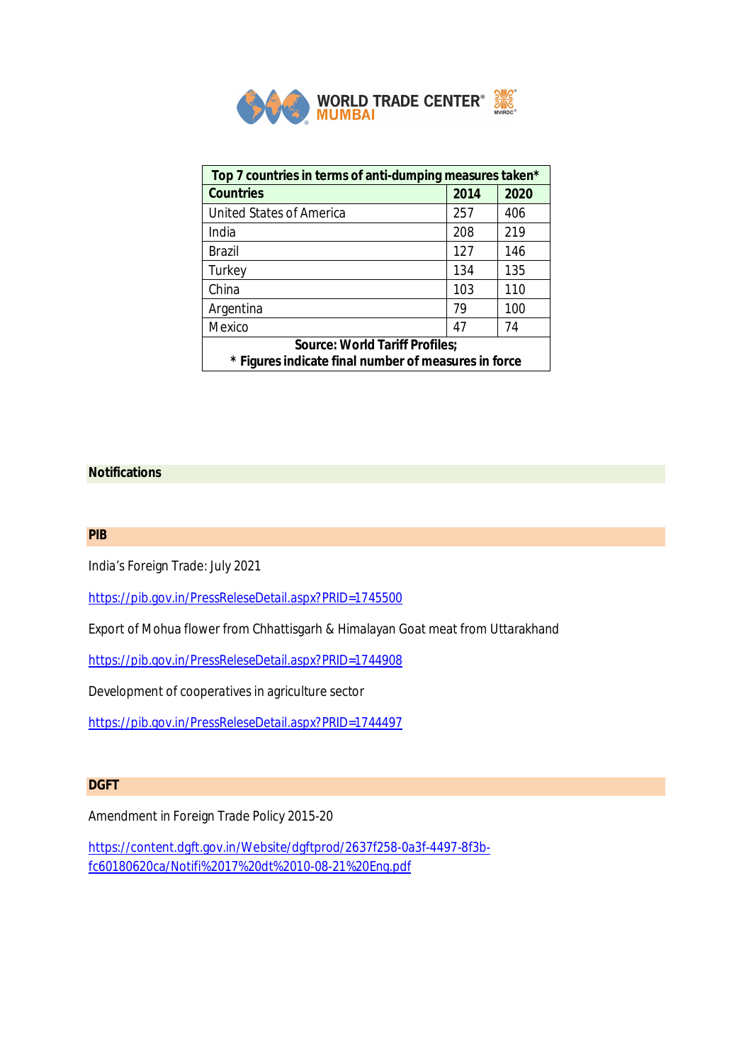| Top 7 countries in terms of anti-dumping measures taken* | | |
|---|---|---|
| **Countries** | **2014** | **2020** |
| United States of America | 257 | 406 |
| India | 208 | 219 |
| Brazil | 127 | 146 |
| Turkey | 134 | 135 |
| China | 103 | 110 |
| Argentina | 79 | 100 |
| Mexico | 47 | 74 |
| **Source: World Tariff Profiles; * Figures indicate final number of measures in force** | | |

## Notifications

### PIB

India's Foreign Trade: July 2021

https://pib.gov.in/PressReleseDetail.aspx?PRID=1745500

Export of Mohua flower from Chhattisgarh & Himalayan Goat meat from Uttarakhand

https://pib.gov.in/PressReleseDetail.aspx?PRID=1744908

Development of cooperatives in agriculture sector

https://pib.gov.in/PressReleseDetail.aspx?PRID=1744497

### DGFT

Amendment in Foreign Trade Policy 2015-20

https://content.dgft.gov.in/Website/dgftprod/2637f258-0a3f-4497-8f3b-fc60180620ca/Notifi%2017%20dt%2010-08-21%20Eng.pdf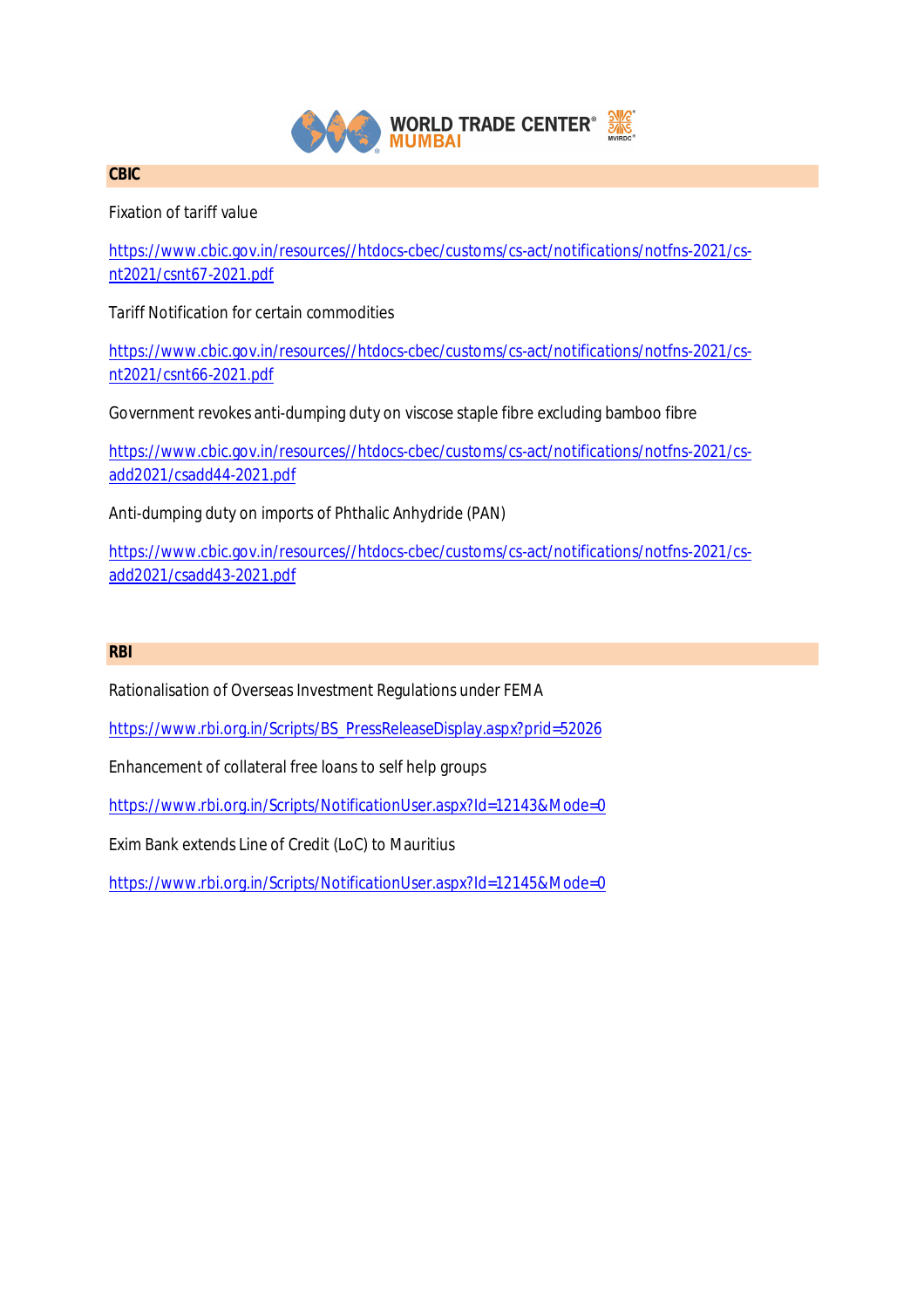## CBIC

Fixation of tariff value

https://www.cbic.gov.in/resources//htdocs-cbec/customs/cs-act/notifications/notfns-2021/cs-nt2021/csnt67-2021.pdf

Tariff Notification for certain commodities

https://www.cbic.gov.in/resources//htdocs-cbec/customs/cs-act/notifications/notfns-2021/cs-nt2021/csnt66-2021.pdf

Government revokes anti-dumping duty on viscose staple fibre excluding bamboo fibre

https://www.cbic.gov.in/resources//htdocs-cbec/customs/cs-act/notifications/notfns-2021/cs-add2021/csadd44-2021.pdf

Anti-dumping duty on imports of Phthalic Anhydride (PAN)

https://www.cbic.gov.in/resources//htdocs-cbec/customs/cs-act/notifications/notfns-2021/cs-add2021/csadd43-2021.pdf

## RBI

Rationalisation of Overseas Investment Regulations under FEMA

https://www.rbi.org.in/Scripts/BS_PressReleaseDisplay.aspx?prid=52026

Enhancement of collateral free loans to self help groups

https://www.rbi.org.in/Scripts/NotificationUser.aspx?Id=12143&Mode=0

Exim Bank extends Line of Credit (LoC) to Mauritius

https://www.rbi.org.in/Scripts/NotificationUser.aspx?Id=12145&Mode=0